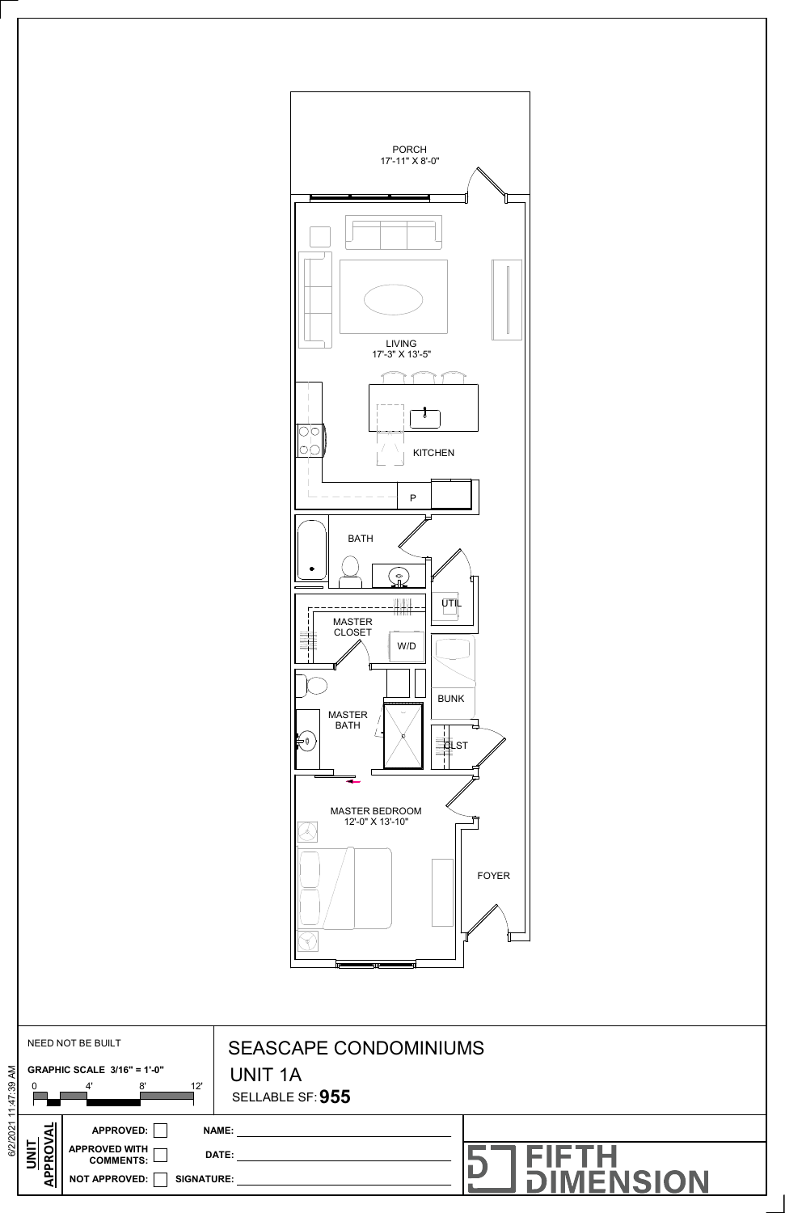PORCH
17'-11" X 8'-0"

LIVING
17'-3" X 13'-5"

KITCHEN

P

BATH

UTIL

MASTER CLOSET

W/D

BUNK

MASTER BATH

CLST

MASTER BEDROOM
12'-0" X 13'-10"

FOYER

NEED NOT BE BUILT

**GRAPHIC SCALE 3/16" = 1'-0"**

0 4' 8' 12'

# SEASCAPE CONDOMINIUMS

## UNIT 1A

SELLABLE SF: **955**

**UNIT APPROVAL**

| | | |
|---|---|---|
| **APPROVED:** ☐ | **NAME:** | |
| **APPROVED WITH COMMENTS:** ☐ | **DATE:** | |
| **NOT APPROVED:** ☐ | **SIGNATURE:** | |

FIFTH DIMENSION

6/2/2021 11:47:39 AM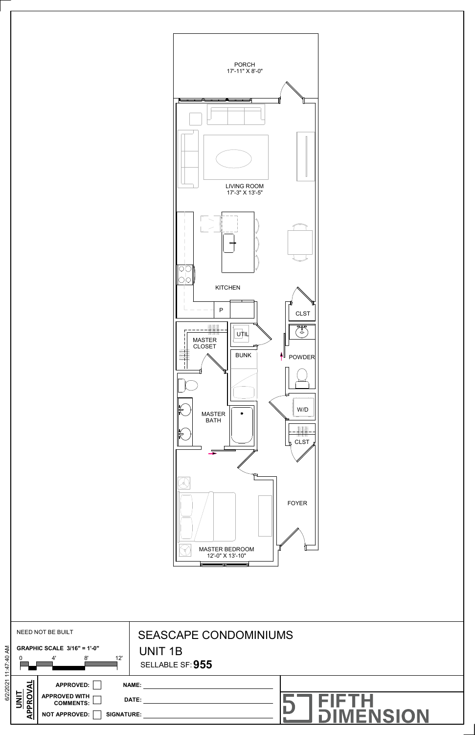PORCH
17'-11" X 8'-0"

LIVING ROOM
17'-3" X 13'-5"

KITCHEN

P

CLST

UTIL

MASTER CLOSET

BUNK

POWDER

W/D

MASTER BATH

CLST

FOYER

MASTER BEDROOM
12'-0" X 13'-10"

NEED NOT BE BUILT

**GRAPHIC SCALE 3/16" = 1'-0"**

0 4' 8' 12'

# SEASCAPE CONDOMINIUMS

## UNIT 1B

SELLABLE SF: **955**

**UNIT APPROVAL**

**APPROVED:** ☐ **NAME:** ____________________

**APPROVED WITH COMMENTS:** ☐ **DATE:** ____________________

**NOT APPROVED:** ☐ **SIGNATURE:** ____________________

**FIFTH DIMENSION**

6/2/2021 11:47:40 AM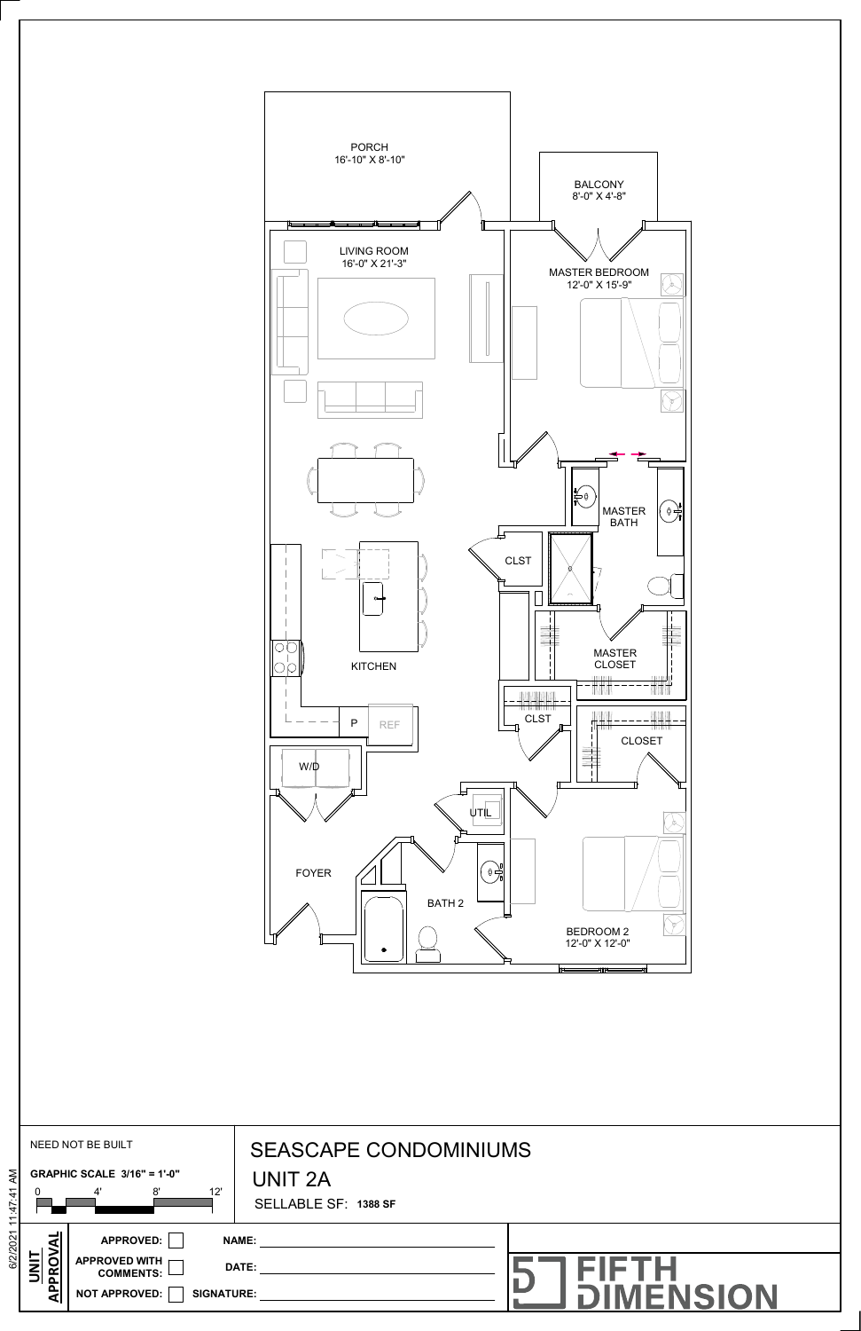PORCH
16'-10" X 8'-10"

BALCONY
8'-0" X 4'-8"

LIVING ROOM
16'-0" X 21'-3"

MASTER BEDROOM
12'-0" X 15'-9"

MASTER BATH

CLST

KITCHEN

MASTER CLOSET

P

REF

CLST

CLOSET

W/D

UTIL

FOYER

BATH 2

BEDROOM 2
12'-0" X 12'-0"

NEED NOT BE BUILT

**GRAPHIC SCALE 3/16" = 1'-0"**

0 4' 8' 12'

# SEASCAPE CONDOMINIUMS

## UNIT 2A

SELLABLE SF: **1388 SF**

**UNIT APPROVAL**

**APPROVED:** ☐ **NAME:** ____________________

**APPROVED WITH COMMENTS:** ☐ **DATE:** ____________________

**NOT APPROVED:** ☐ **SIGNATURE:** ____________________

FIFTH DIMENSION

6/2/2021 11:47:41 AM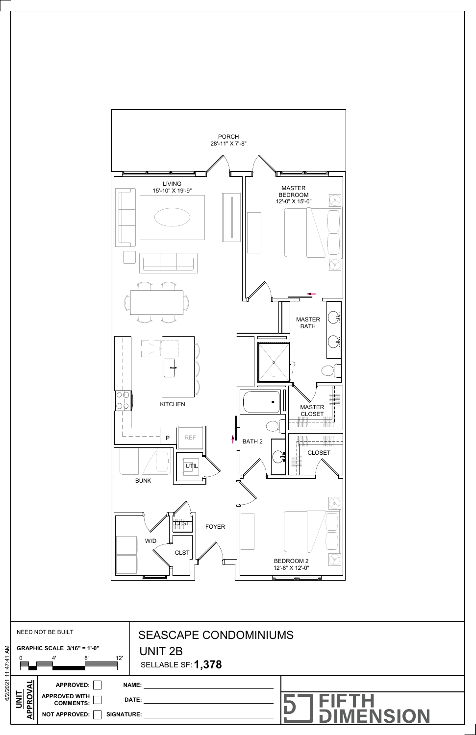PORCH
28'-11" X 7'-8"

LIVING
15'-10" X 19'-9"

MASTER
BEDROOM
12'-0" X 15'-0"

MASTER
BATH

KITCHEN

MASTER
CLOSET

P

REF

BATH 2

CLOSET

UTIL

BUNK

CLST

FOYER

W/D

CLST

BEDROOM 2
12'-8" X 12'-0"

NEED NOT BE BUILT

**GRAPHIC SCALE 3/16" = 1'-0"**

0 4' 8' 12'

# SEASCAPE CONDOMINIUMS

## UNIT 2B

SELLABLE SF: **1,378**

**UNIT APPROVAL**

| | |
|---|---|
| **APPROVED:** ☐ | **NAME:** ______________________ |
| **APPROVED WITH COMMENTS:** ☐ | **DATE:** ______________________ |
| **NOT APPROVED:** ☐ | **SIGNATURE:** ______________________ |

6/2/2021 11:47:41 AM

FIFTH DIMENSION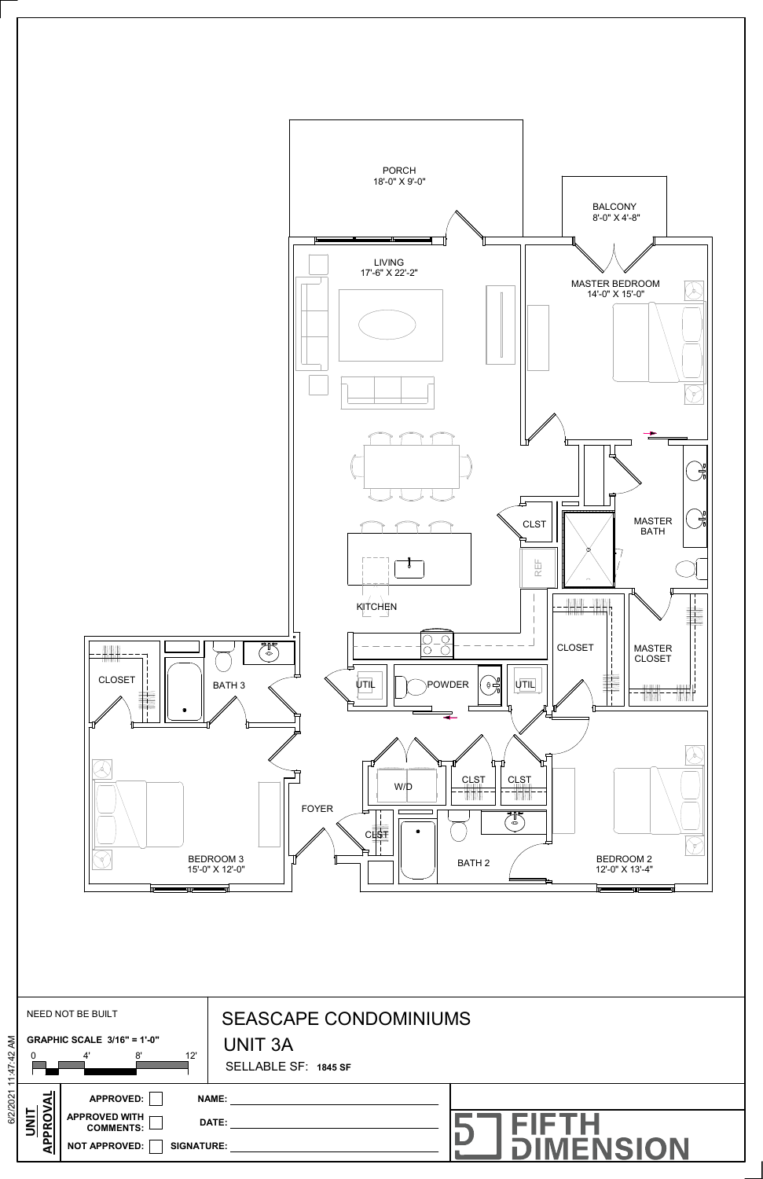PORCH
18'-0" X 9'-0"

BALCONY
8'-0" X 4'-8"

LIVING
17'-6" X 22'-2"

MASTER BEDROOM
14'-0" X 15'-0"

CLST

MASTER BATH

REF

KITCHEN

CLOSET

MASTER CLOSET

CLOSET

BATH 3

UTIL

POWDER

UTIL

W/D

CLST

CLST

FOYER

CLST

BEDROOM 3
15'-0" X 12'-0"

BATH 2

BEDROOM 2
12'-0" X 13'-4"

NEED NOT BE BUILT

**GRAPHIC SCALE 3/16" = 1'-0"**

0 4' 8' 12'

# SEASCAPE CONDOMINIUMS

## UNIT 3A

SELLABLE SF: **1845 SF**

**UNIT APPROVAL**

**APPROVED:** ☐ **NAME:** ____________________

**APPROVED WITH COMMENTS:** ☐ **DATE:** ____________________

**NOT APPROVED:** ☐ **SIGNATURE:** ____________________

FIFTH DIMENSION

6/2/2021 11:47:42 AM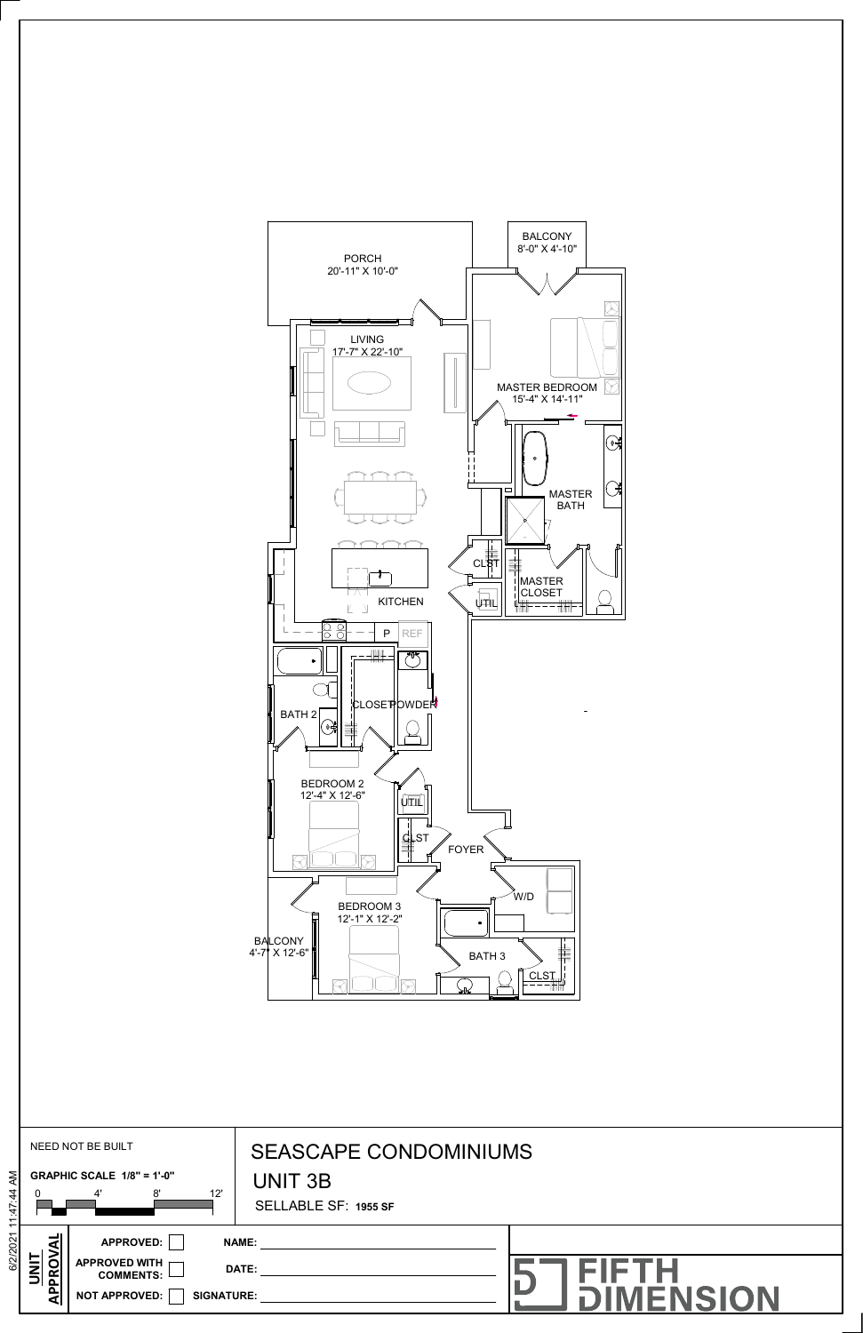PORCH
20'-11" X 10'-0"

BALCONY
8'-0" X 4'-10"

LIVING
17'-7" X 22'-10"

MASTER BEDROOM
15'-4" X 14'-11"

MASTER BATH

CLST

MASTER CLOSET

UTIL

KITCHEN

P

REF

BATH 2

CLOSET

POWDER

BEDROOM 2
12'-4" X 12'-6"

UTIL

CLST

FOYER

W/D

BEDROOM 3
12'-1" X 12'-2"

BALCONY
4'-7" X 12'-6"

BATH 3

CLST

NEED NOT BE BUILT

**GRAPHIC SCALE 1/8" = 1'-0"**

0 4' 8' 12'

# SEASCAPE CONDOMINIUMS

## UNIT 3B

SELLABLE SF: **1955 SF**

**UNIT APPROVAL**

**APPROVED:** ☐

**APPROVED WITH COMMENTS:** ☐

**NOT APPROVED:** ☐

**NAME:** ____________________

**DATE:** ____________________

**SIGNATURE:** ____________________

FIFTH DIMENSION

6/2/2021 11:47:44 AM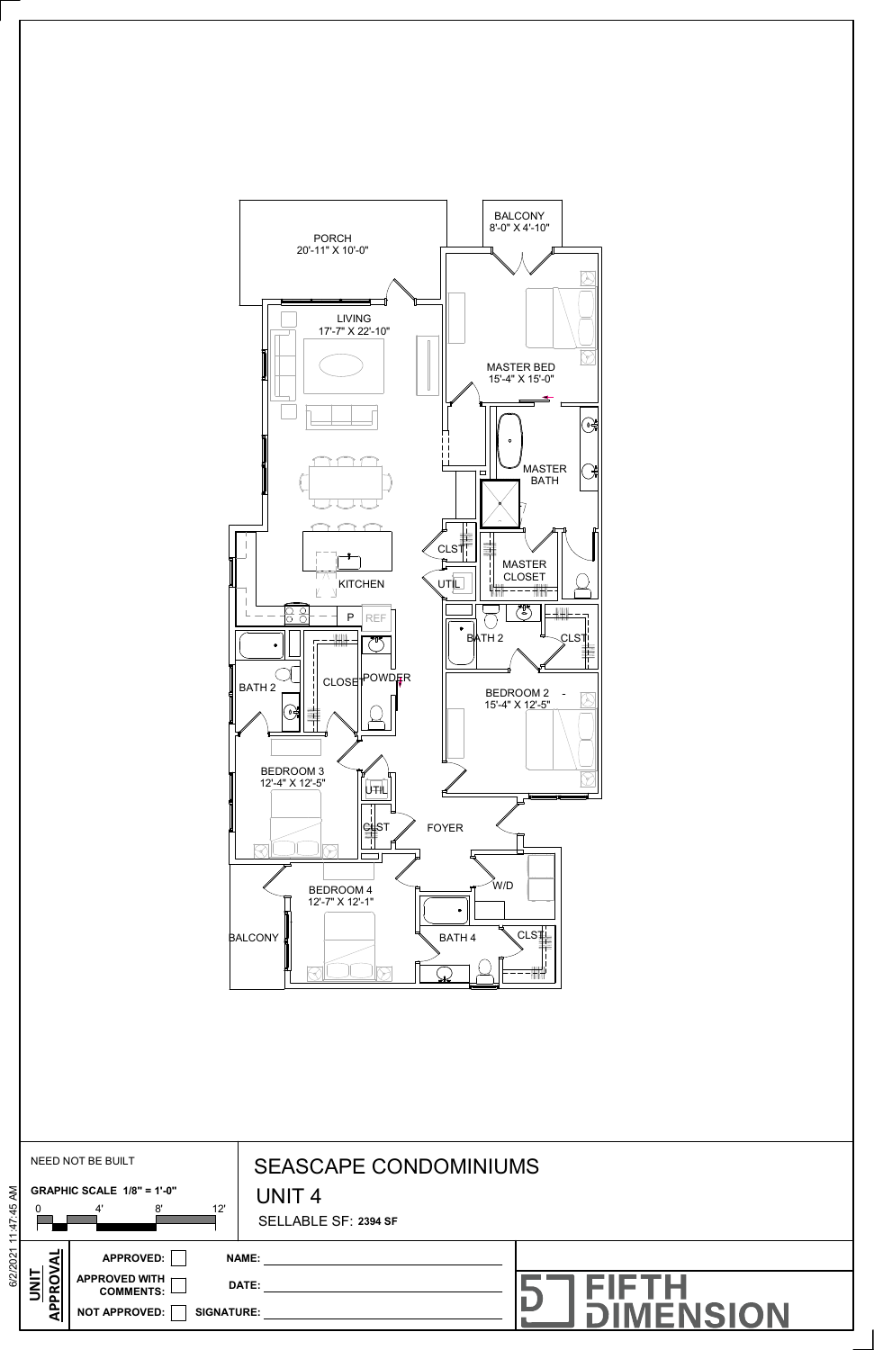PORCH
20'-11" X 10'-0"

BALCONY
8'-0" X 4'-10"

LIVING
17'-7" X 22'-10"

MASTER BED
15'-4" X 15'-0"

MASTER
BATH

CLST

MASTER
CLOSET

UTIL

KITCHEN

P REF

BATH 2

CLST

BATH 2

CLOSET

POWDER

BEDROOM 2
15'-4" X 12'-5"

BEDROOM 3
12'-4" X 12'-5"

UTIL

CLST

FOYER

W/D

BEDROOM 4
12'-7" X 12'-1"

BALCONY

BATH 4

CLST

NEED NOT BE BUILT

**GRAPHIC SCALE 1/8" = 1'-0"**

0 4' 8' 12'

# SEASCAPE CONDOMINIUMS

## UNIT 4

SELLABLE SF: **2394 SF**

6/2/2021 11:47:45 AM

**UNIT APPROVAL**

**APPROVED:** ☐ **NAME:**

**APPROVED WITH COMMENTS:** ☐ **DATE:**

**NOT APPROVED:** ☐ **SIGNATURE:**

FIFTH DIMENSION